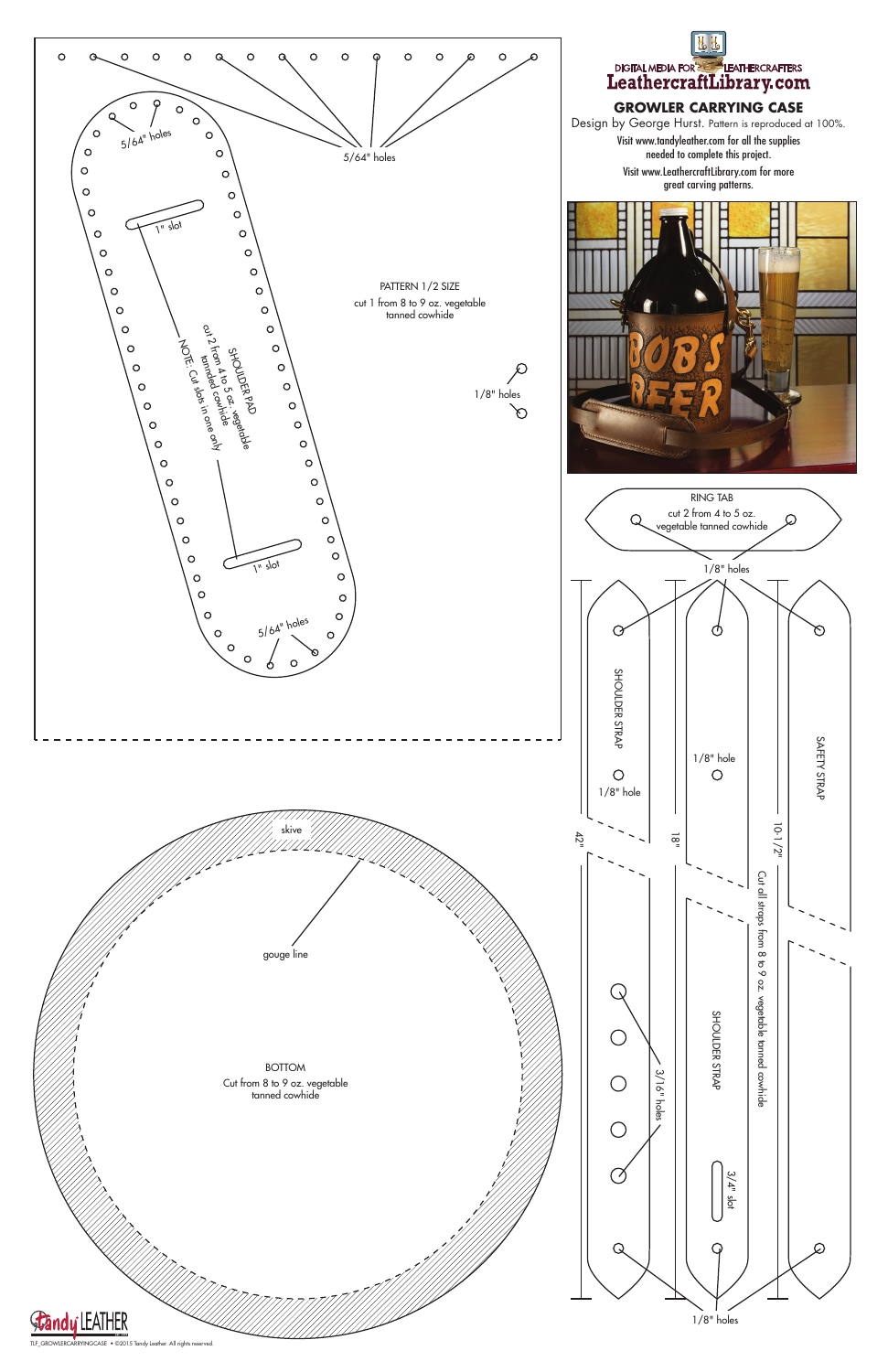DIGITAL MEDIA FOR LEATHERCRAFTERS
LeathercraftLibrary.com

## GROWLER CARRYING CASE

Design by George Hurst. Pattern is reproduced at 100%.

Visit www.tandyleather.com for all the supplies needed to complete this project.

Visit www.LeathercraftLibrary.com for more great carving patterns.

PATTERN 1/2 SIZE
cut 1 from 8 to 9 oz. vegetable tanned cowhide

5/64" holes

5/64" holes

1" slot

SHOULDER PAD
cut 2 from 4 to 5 oz. vegetable tanned cowhide
NOTE: Cut slots in one only

1" slot

5/64" holes

1/8" holes

RING TAB
cut 2 from 4 to 5 oz. vegetable tanned cowhide

1/8" holes

SHOULDER STRAP

1/8" hole

1/8" hole

SAFETY STRAP

42"

18"

10-1/2"

Cut all straps from 8 to 9 oz. vegetable tanned cowhide

3/16" holes

SHOULDER STRAP

3/4" slot

1/8" holes

skive

gouge line

BOTTOM
Cut from 8 to 9 oz. vegetable tanned cowhide

Tandy LEATHER

TLF_GROWLERCARRYINGCASE • ©2015 Tandy Leather. All rights reserved.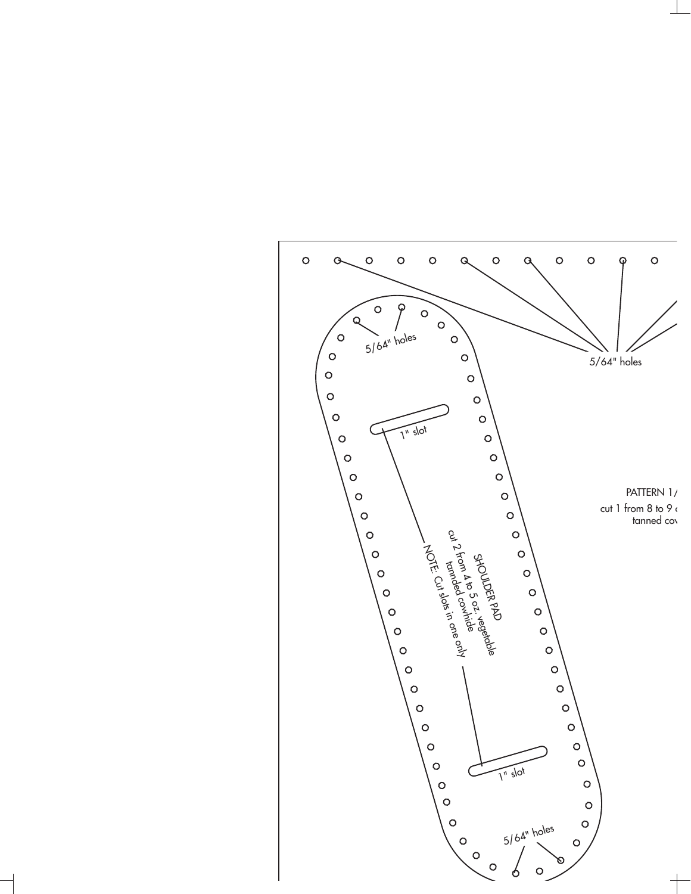5/64" holes

5/64" holes

1" slot

SHOULDER PAD
cut 2 from 4 to 5 oz. vegetable tannded cowhide
NOTE: Cut slots in one only

1" slot

5/64" holes

PATTERN 1/

cut 1 from 8 to 9 o
tanned cov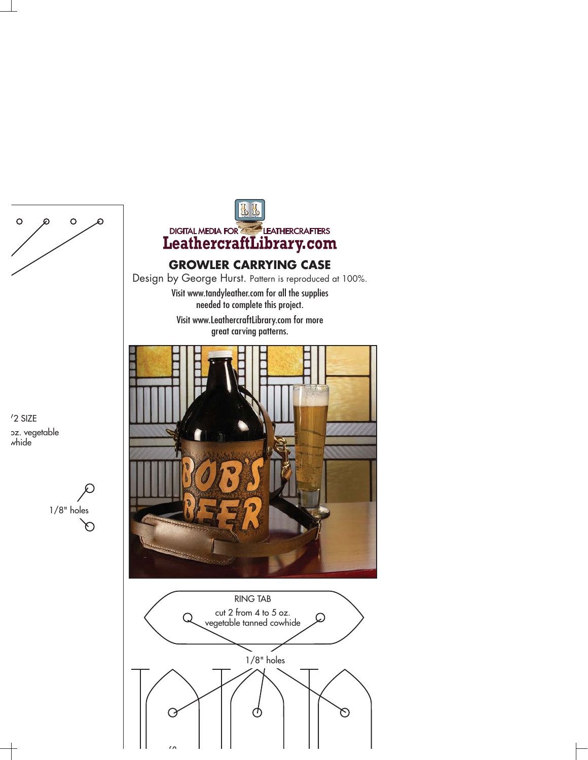DIGITAL MEDIA FOR LEATHERCRAFTERS

LeathercraftLibrary.com

## GROWLER CARRYING CASE

Design by George Hurst. Pattern is reproduced at 100%.

Visit www.tandyleather.com for all the supplies needed to complete this project.

Visit www.LeathercraftLibrary.com for more great carving patterns.

/2 SIZE

oz. vegetable
whide

1/8" holes

RING TAB

cut 2 from 4 to 5 oz.
vegetable tanned cowhide

1/8" holes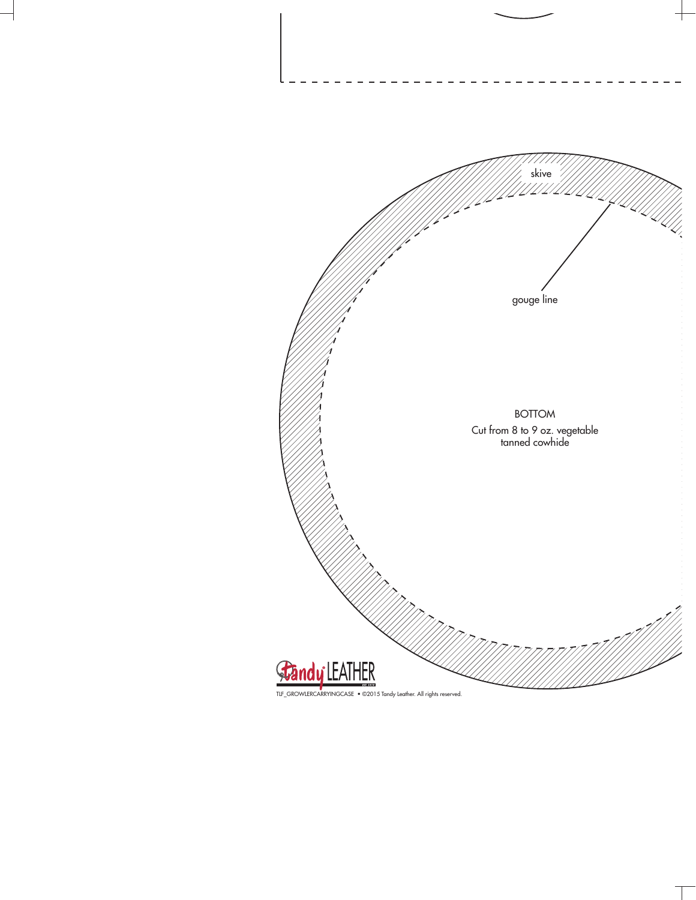skive

gouge line

BOTTOM

Cut from 8 to 9 oz. vegetable tanned cowhide

TLF_GROWLERCARRYINGCASE • ©2015 Tandy Leather. All rights reserved.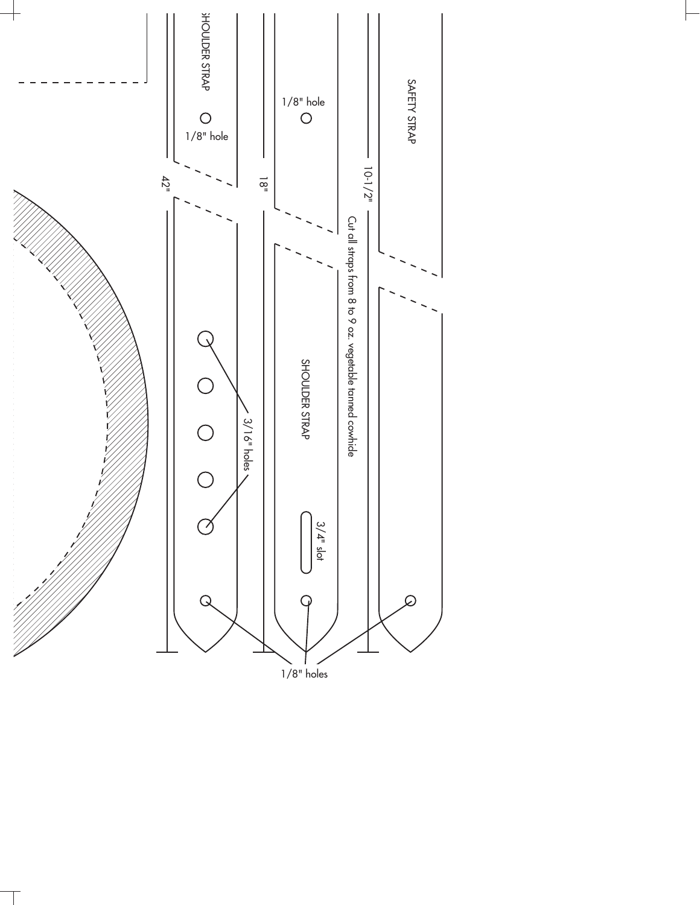SHOULDER STRAP

1/8" hole

42"

1/8" hole

18"

SHOULDER STRAP

3/4" slot

3/16" holes

SAFETY STRAP

10-1/2"

Cut all straps from 8 to 9 oz. vegetable tanned cowhide

1/8" holes